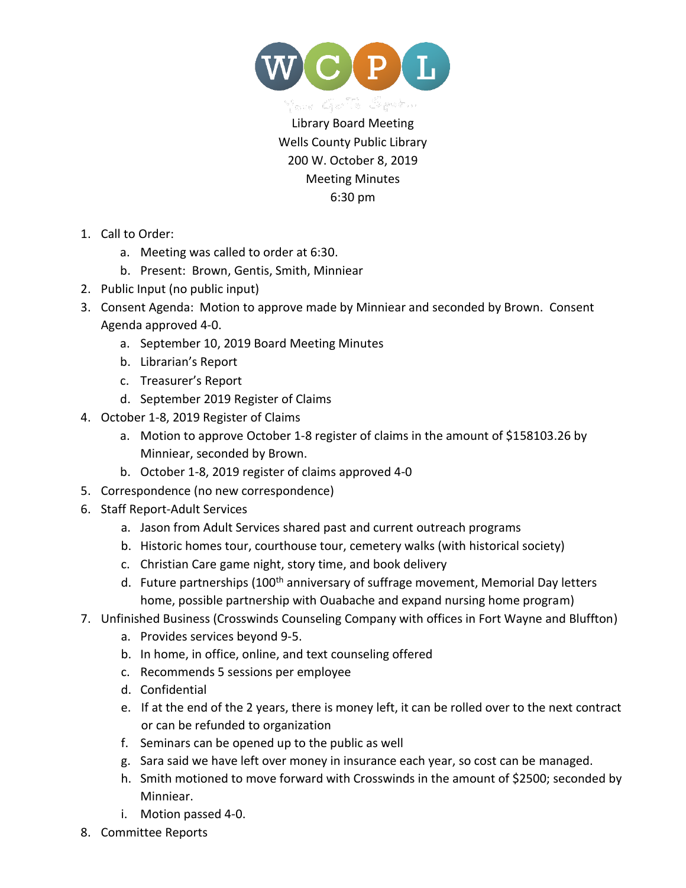WCPL

Library Board Meeting
Wells County Public Library
200 W. October 8, 2019
Meeting Minutes
6:30 pm

1. Call to Order:
    a. Meeting was called to order at 6:30.
    b. Present: Brown, Gentis, Smith, Minniear
2. Public Input (no public input)
3. Consent Agenda: Motion to approve made by Minniear and seconded by Brown. Consent Agenda approved 4-0.
    a. September 10, 2019 Board Meeting Minutes
    b. Librarian's Report
    c. Treasurer's Report
    d. September 2019 Register of Claims
4. October 1-8, 2019 Register of Claims
    a. Motion to approve October 1-8 register of claims in the amount of $158103.26 by Minniear, seconded by Brown.
    b. October 1-8, 2019 register of claims approved 4-0
5. Correspondence (no new correspondence)
6. Staff Report-Adult Services
    a. Jason from Adult Services shared past and current outreach programs
    b. Historic homes tour, courthouse tour, cemetery walks (with historical society)
    c. Christian Care game night, story time, and book delivery
    d. Future partnerships (100th anniversary of suffrage movement, Memorial Day letters home, possible partnership with Ouabache and expand nursing home program)
7. Unfinished Business (Crosswinds Counseling Company with offices in Fort Wayne and Bluffton)
    a. Provides services beyond 9-5.
    b. In home, in office, online, and text counseling offered
    c. Recommends 5 sessions per employee
    d. Confidential
    e. If at the end of the 2 years, there is money left, it can be rolled over to the next contract or can be refunded to organization
    f. Seminars can be opened up to the public as well
    g. Sara said we have left over money in insurance each year, so cost can be managed.
    h. Smith motioned to move forward with Crosswinds in the amount of $2500; seconded by Minniear.
    i. Motion passed 4-0.
8. Committee Reports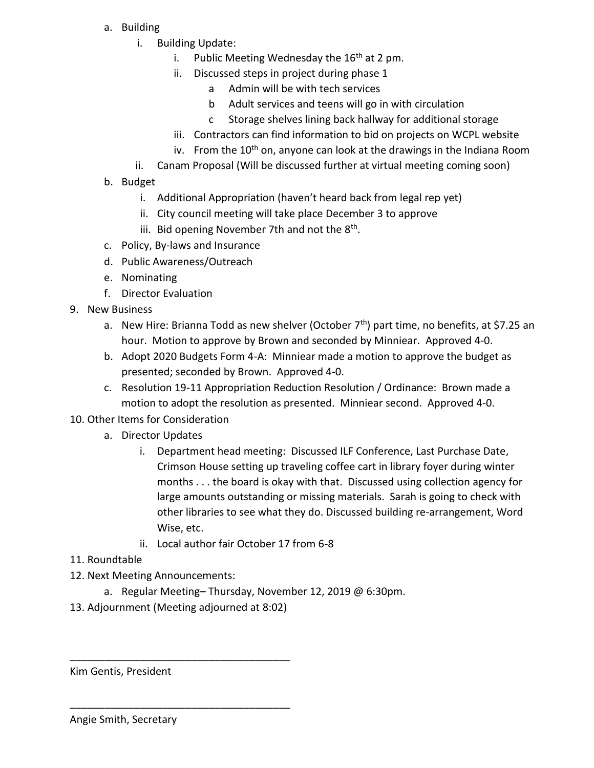a. Building
    i. Building Update:
        i. Public Meeting Wednesday the 16th at 2 pm.
        ii. Discussed steps in project during phase 1
            a Admin will be with tech services
            b Adult services and teens will go in with circulation
            c Storage shelves lining back hallway for additional storage
        iii. Contractors can find information to bid on projects on WCPL website
        iv. From the 10th on, anyone can look at the drawings in the Indiana Room
    ii. Canam Proposal (Will be discussed further at virtual meeting coming soon)

b. Budget
    i. Additional Appropriation (haven't heard back from legal rep yet)
    ii. City council meeting will take place December 3 to approve
    iii. Bid opening November 7th and not the 8th.

c. Policy, By-laws and Insurance

d. Public Awareness/Outreach

e. Nominating

f. Director Evaluation

9. New Business
    a. New Hire: Brianna Todd as new shelver (October 7th) part time, no benefits, at $7.25 an hour. Motion to approve by Brown and seconded by Minniear. Approved 4-0.
    b. Adopt 2020 Budgets Form 4-A: Minniear made a motion to approve the budget as presented; seconded by Brown. Approved 4-0.
    c. Resolution 19-11 Appropriation Reduction Resolution / Ordinance: Brown made a motion to adopt the resolution as presented. Minniear second. Approved 4-0.

10. Other Items for Consideration
    a. Director Updates
        i. Department head meeting: Discussed ILF Conference, Last Purchase Date, Crimson House setting up traveling coffee cart in library foyer during winter months . . . the board is okay with that. Discussed using collection agency for large amounts outstanding or missing materials. Sarah is going to check with other libraries to see what they do. Discussed building re-arrangement, Word Wise, etc.
        ii. Local author fair October 17 from 6-8

11. Roundtable

12. Next Meeting Announcements:
    a. Regular Meeting– Thursday, November 12, 2019 @ 6:30pm.

13. Adjournment (Meeting adjourned at 8:02)

_______________________________________

Kim Gentis, President

_______________________________________

Angie Smith, Secretary